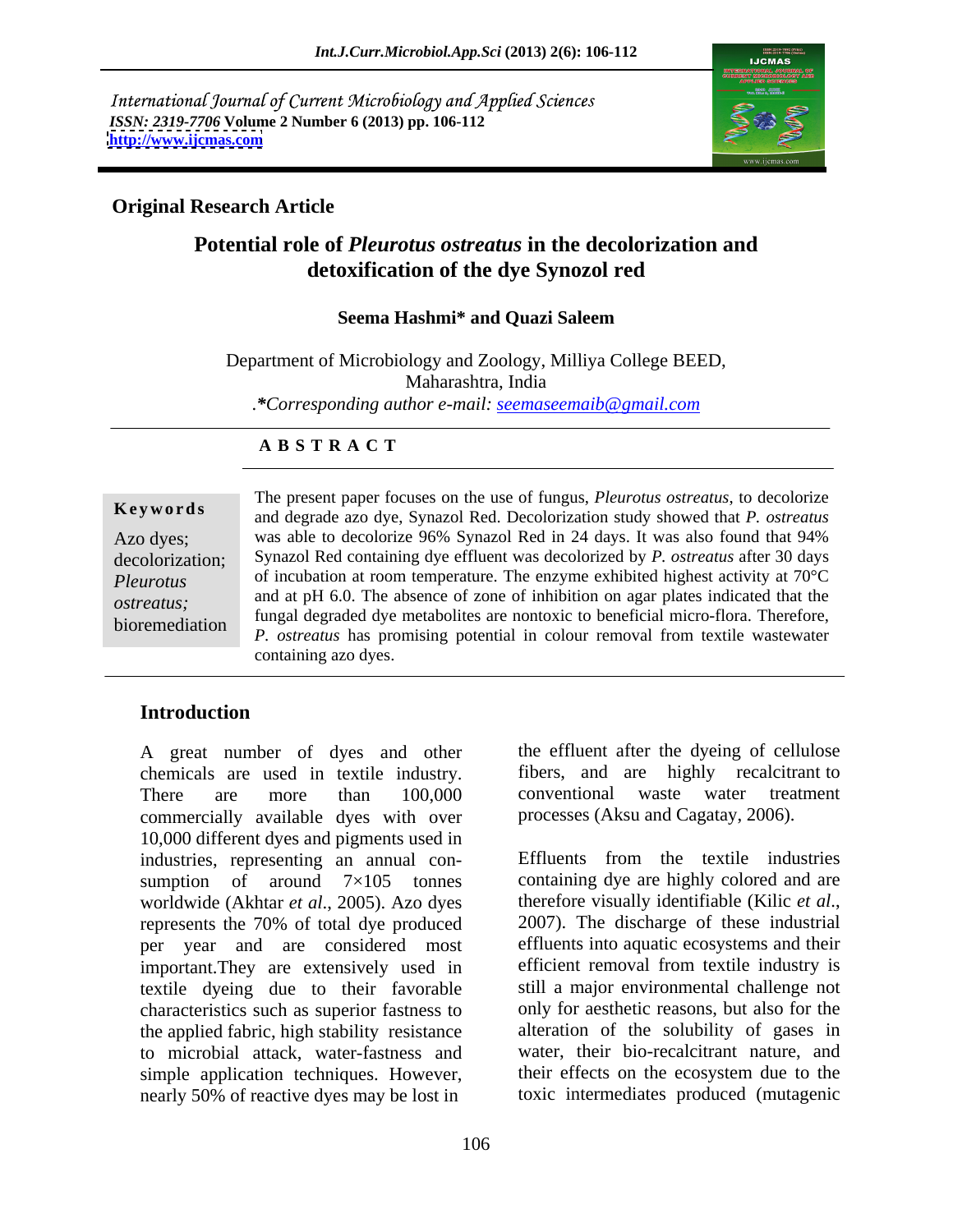International Journal of Current Microbiology and Applied Sciences
*ISSN: 2319-7706* **Volume 2 Number 6 (2013) pp. 106-112**
**http://www.ijcmas.com**

**Original Research Article**

# Potential role of *Pleurotus ostreatus* in the decolorization and detoxification of the dye Synozol red

**Seema Hashmi* and Quazi Saleem**

Department of Microbiology and Zoology, Milliya College BEED, Maharashtra, India

*\*Corresponding author e-mail: seemaseemaib@gmail.com*

**A B S T R A C T**

**Keywords**

Azo dyes; decolorization; *Pleurotus ostreatus;* bioremediation

The present paper focuses on the use of fungus, *Pleurotus ostreatus*, to decolorize and degrade azo dye, Synazol Red. Decolorization study showed that *P. ostreatus* was able to decolorize 96% Synazol Red in 24 days. It was also found that 94% Synazol Red containing dye effluent was decolorized by *P. ostreatus* after 30 days of incubation at room temperature. The enzyme exhibited highest activity at 70°C and at pH 6.0. The absence of zone of inhibition on agar plates indicated that the fungal degraded dye metabolites are nontoxic to beneficial micro-flora. Therefore, *P. ostreatus* has promising potential in colour removal from textile wastewater containing azo dyes.

## Introduction

A great number of dyes and other chemicals are used in textile industry. There are more than 100,000 commercially available dyes with over 10,000 different dyes and pigments used in industries, representing an annual con-sumption of around 7×105 tonnes worldwide (Akhtar *et al.*, 2005). Azo dyes represents the 70% of total dye produced per year and are considered most important.They are extensively used in textile dyeing due to their favorable characteristics such as superior fastness to the applied fabric, high stability resistance to microbial attack, water-fastness and simple application techniques. However, nearly 50% of reactive dyes may be lost in the effluent after the dyeing of cellulose fibers, and are highly recalcitrant to conventional waste water treatment processes (Aksu and Cagatay, 2006).

Effluents from the textile industries containing dye are highly colored and are therefore visually identifiable (Kilic *et al.*, 2007). The discharge of these industrial effluents into aquatic ecosystems and their efficient removal from textile industry is still a major environmental challenge not only for aesthetic reasons, but also for the alteration of the solubility of gases in water, their bio-recalcitrant nature, and their effects on the ecosystem due to the toxic intermediates produced (mutagenic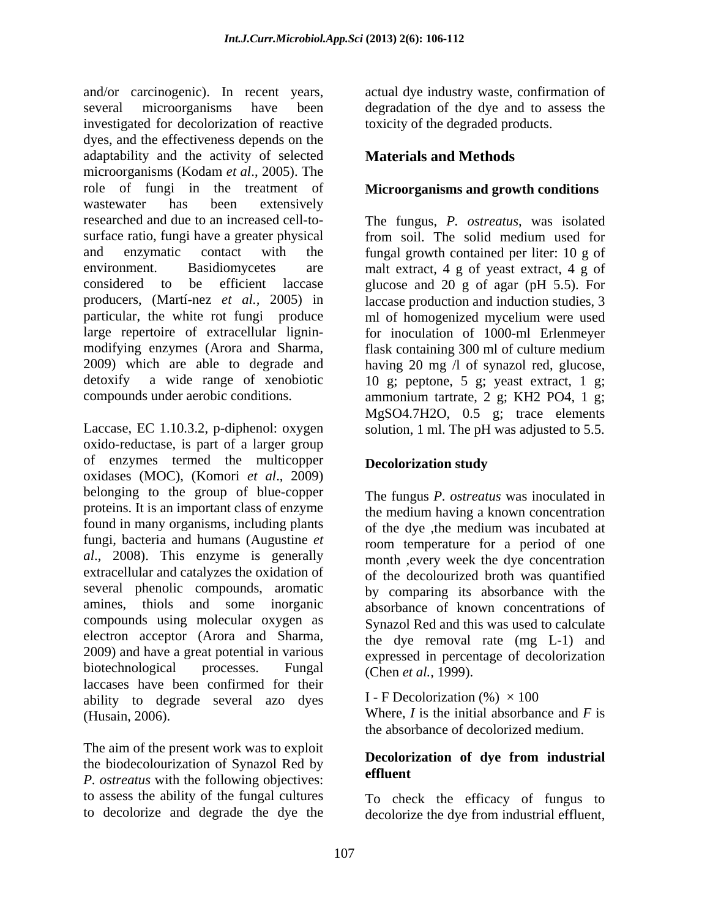and/or carcinogenic). In recent years, several microorganisms have been investigated for decolorization of reactive dyes, and the effectiveness depends on the adaptability and the activity of selected microorganisms (Kodam *et al*., 2005). The role of fungi in the treatment of wastewater has been extensively researched and due to an increased cell-to-surface ratio, fungi have a greater physical and enzymatic contact with the environment. Basidiomycetes are considered to be efficient laccase producers, (Martí-nez *et al.,* 2005) in particular, the white rot fungi produce large repertoire of extracellular lignin-modifying enzymes (Arora and Sharma, 2009) which are able to degrade and detoxify a wide range of xenobiotic compounds under aerobic conditions.

Laccase, EC 1.10.3.2, p-diphenol: oxygen oxido-reductase, is part of a larger group of enzymes termed the multicopper oxidases (MOC), (Komori *et al*., 2009) belonging to the group of blue-copper proteins. It is an important class of enzyme found in many organisms, including plants fungi, bacteria and humans (Augustine *et al*., 2008). This enzyme is generally extracellular and catalyzes the oxidation of several phenolic compounds, aromatic amines, thiols and some inorganic compounds using molecular oxygen as electron acceptor (Arora and Sharma, 2009) and have a great potential in various biotechnological processes. Fungal laccases have been confirmed for their ability to degrade several azo dyes (Husain, 2006).

The aim of the present work was to exploit the biodecolourization of Synazol Red by *P. ostreatus* with the following objectives: to assess the ability of the fungal cultures to decolorize and degrade the dye the actual dye industry waste, confirmation of degradation of the dye and to assess the toxicity of the degraded products.

## Materials and Methods

### Microorganisms and growth conditions

The fungus, *P. ostreatus*, was isolated from soil. The solid medium used for fungal growth contained per liter: 10 g of malt extract, 4 g of yeast extract, 4 g of glucose and 20 g of agar (pH 5.5). For laccase production and induction studies, 3 ml of homogenized mycelium were used for inoculation of 1000-ml Erlenmeyer flask containing 300 ml of culture medium having 20 mg /l of synazol red, glucose, 10 g; peptone, 5 g; yeast extract, 1 g; ammonium tartrate, 2 g; $KH_2PO_4$, 1 g; $MgSO_4 \cdot 7H_2O$, 0.5 g; trace elements solution, 1 ml. The pH was adjusted to 5.5.

### Decolorization study

The fungus *P. ostreatus* was inoculated in the medium having a known concentration of the dye ,the medium was incubated at room temperature for a period of one month ,every week the dye concentration of the decolourized broth was quantified by comparing its absorbance with the absorbance of known concentrations of Synazol Red and this was used to calculate the dye removal rate (mg $L^{-1}$) and expressed in percentage of decolorization (Chen *et al.*, 1999).

I - F Decolorization (%) $\times$ 100

Where, *I* is the initial absorbance and *F* is the absorbance of decolorized medium.

### Decolorization of dye from industrial effluent

To check the efficacy of fungus to decolorize the dye from industrial effluent,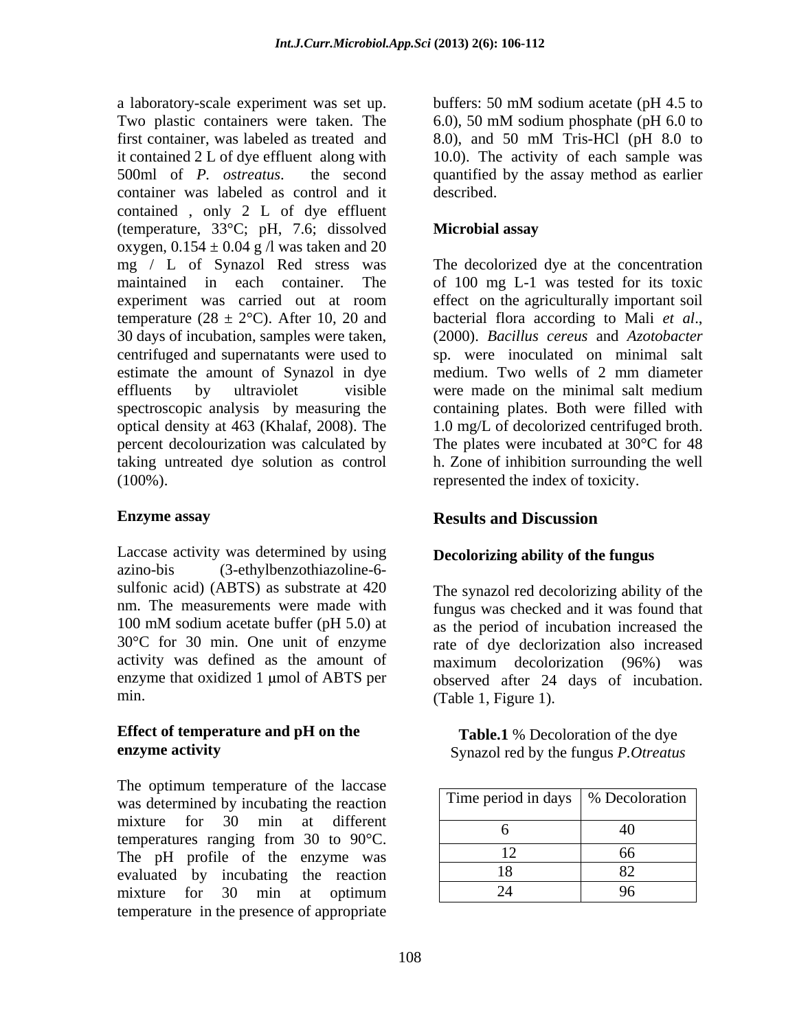a laboratory-scale experiment was set up. Two plastic containers were taken. The first container, was labeled as treated and it contained 2 L of dye effluent along with 500ml of *P. ostreatus*. the second container was labeled as control and it contained , only 2 L of dye effluent (temperature, 33°C; pH, 7.6; dissolved oxygen, 0.154 ± 0.04 g /l was taken and 20 mg / L of Synazol Red stress was maintained in each container. The experiment was carried out at room temperature (28 ± 2°C). After 10, 20 and 30 days of incubation, samples were taken, centrifuged and supernatants were used to estimate the amount of Synazol in dye effluents by ultraviolet visible spectroscopic analysis by measuring the optical density at 463 (Khalaf, 2008). The percent decolourization was calculated by taking untreated dye solution as control (100%).

### Enzyme assay

Laccase activity was determined by using azino-bis (3-ethylbenzothiazoline-6-sulfonic acid) (ABTS) as substrate at 420 nm. The measurements were made with 100 mM sodium acetate buffer (pH 5.0) at 30°C for 30 min. One unit of enzyme activity was defined as the amount of enzyme that oxidized 1 μmol of ABTS per min.

### Effect of temperature and pH on the enzyme activity

The optimum temperature of the laccase was determined by incubating the reaction mixture for 30 min at different temperatures ranging from 30 to 90°C. The pH profile of the enzyme was evaluated by incubating the reaction mixture for 30 min at optimum temperature in the presence of appropriate buffers: 50 mM sodium acetate (pH 4.5 to 6.0), 50 mM sodium phosphate (pH 6.0 to 8.0), and 50 mM Tris-HCl (pH 8.0 to 10.0). The activity of each sample was quantified by the assay method as earlier described.

### Microbial assay

The decolorized dye at the concentration of 100 mg L-1 was tested for its toxic effect on the agriculturally important soil bacterial flora according to Mali *et al*., (2000). *Bacillus cereus* and *Azotobacter* sp. were inoculated on minimal salt medium. Two wells of 2 mm diameter were made on the minimal salt medium containing plates. Both were filled with 1.0 mg/L of decolorized centrifuged broth. The plates were incubated at 30°C for 48 h. Zone of inhibition surrounding the well represented the index of toxicity.

## Results and Discussion

### Decolorizing ability of the fungus

The synazol red decolorizing ability of the fungus was checked and it was found that as the period of incubation increased the rate of dye declorization also increased maximum decolorization (96%) was observed after 24 days of incubation. (Table 1, Figure 1).

**Table.1** % Decoloration of the dye Synazol red by the fungus *P.Otreatus*

| Time period in days | % Decoloration |
|---|---|
| 6 | 40 |
| 12 | 66 |
| 18 | 82 |
| 24 | 96 |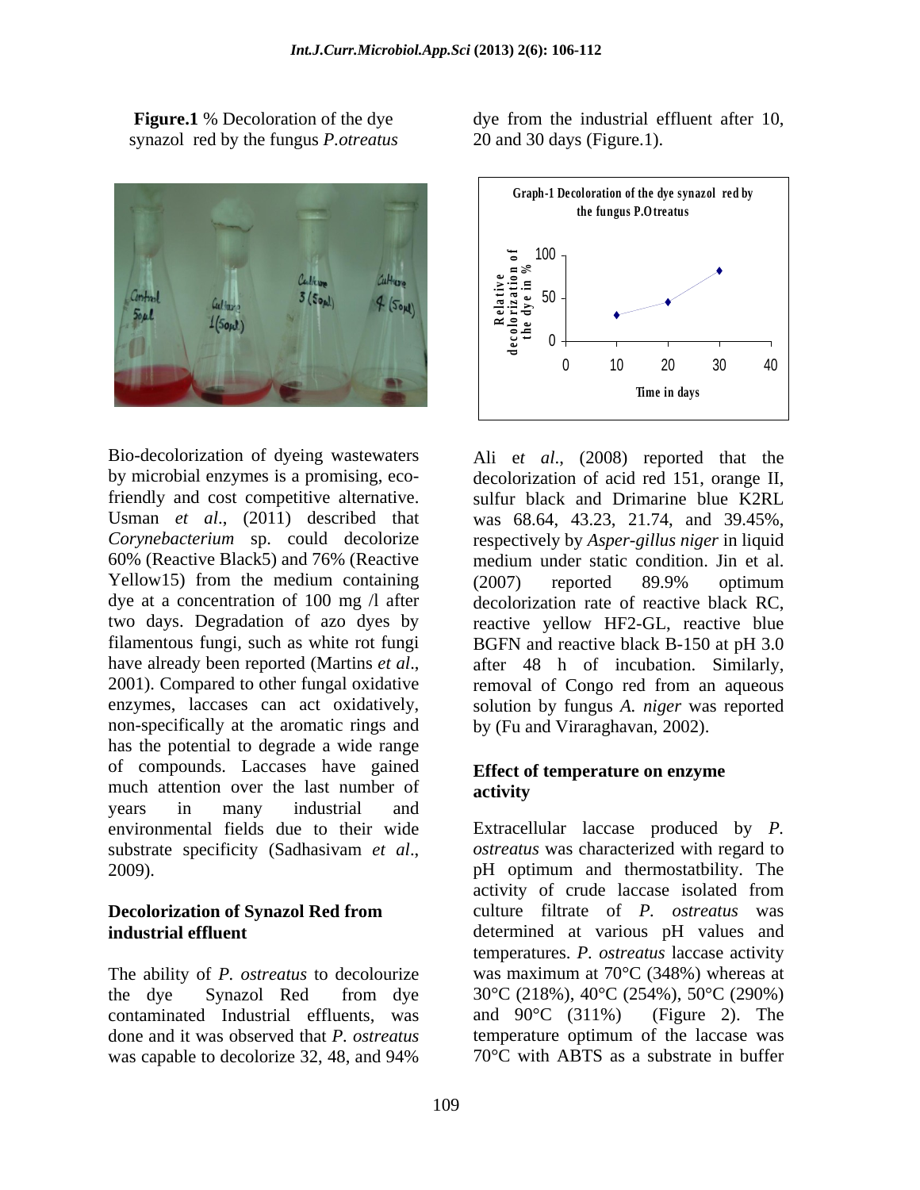**Figure.1** % Decoloration of the dye synazol red by the fungus *P.otreatus*

dye from the industrial effluent after 10, 20 and 30 days (Figure.1).

Graph-1 Decoloration of the dye synazol red by the fungus P.Otreatus

Bio-decolorization of dyeing wastewaters by microbial enzymes is a promising, eco-friendly and cost competitive alternative. Usman *et al*., (2011) described that *Corynebacterium* sp. could decolorize 60% (Reactive Black5) and 76% (Reactive Yellow15) from the medium containing dye at a concentration of 100 mg /l after two days. Degradation of azo dyes by filamentous fungi, such as white rot fungi have already been reported (Martins *et al*., 2001). Compared to other fungal oxidative enzymes, laccases can act oxidatively, non-specifically at the aromatic rings and has the potential to degrade a wide range of compounds. Laccases have gained much attention over the last number of years in many industrial and environmental fields due to their wide substrate specificity (Sadhasivam *et al*., 2009).

## Decolorization of Synazol Red from industrial effluent

The ability of *P. ostreatus* to decolourize the dye Synazol Red from dye contaminated Industrial effluents, was done and it was observed that *P. ostreatus* was capable to decolorize 32, 48, and 94%

Ali e*t al*., (2008) reported that the decolorization of acid red 151, orange II, sulfur black and Drimarine blue K2RL was 68.64, 43.23, 21.74, and 39.45%, respectively by *Asper-gillus niger* in liquid medium under static condition. Jin et al. (2007) reported 89.9% optimum decolorization rate of reactive black RC, reactive yellow HF2-GL, reactive blue BGFN and reactive black B-150 at pH 3.0 after 48 h of incubation. Similarly, removal of Congo red from an aqueous solution by fungus *A. niger* was reported by (Fu and Viraraghavan, 2002).

## Effect of temperature on enzyme activity

Extracellular laccase produced by *P. ostreatus* was characterized with regard to pH optimum and thermostatbility. The activity of crude laccase isolated from culture filtrate of *P. ostreatus* was determined at various pH values and temperatures. *P. ostreatus* laccase activity was maximum at 70°C (348%) whereas at 30°C (218%), 40°C (254%), 50°C (290%) and 90°C (311%) (Figure 2). The temperature optimum of the laccase was 70°C with ABTS as a substrate in buffer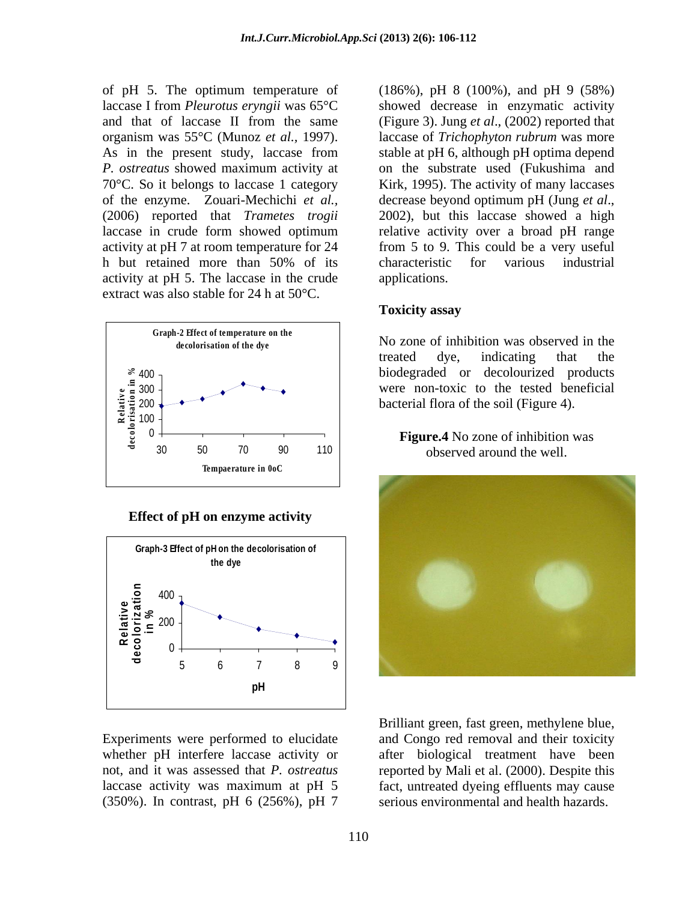of pH 5. The optimum temperature of laccase I from *Pleurotus eryngii* was 65°C and that of laccase II from the same organism was 55°C (Munoz *et al.,* 1997). As in the present study, laccase from *P. ostreatus* showed maximum activity at 70°C. So it belongs to laccase 1 category of the enzyme. Zouari-Mechichi *et al.,* (2006) reported that *Trametes trogii* laccase in crude form showed optimum activity at pH 7 at room temperature for 24 h but retained more than 50% of its activity at pH 5. The laccase in the crude extract was also stable for 24 h at 50°C.

Graph-2 Effect of temperature on the decolorisation of the dye

**Effect of pH on enzyme activity**

Graph-3 Effect of pH on the decolorisation of the dye

Experiments were performed to elucidate whether pH interfere laccase activity or not, and it was assessed that *P. ostreatus* laccase activity was maximum at pH 5 (350%). In contrast, pH 6 (256%), pH 7 (186%), pH 8 (100%), and pH 9 (58%) showed decrease in enzymatic activity (Figure 3). Jung *et al*., (2002) reported that laccase of *Trichophyton rubrum* was more stable at pH 6, although pH optima depend on the substrate used (Fukushima and Kirk, 1995). The activity of many laccases decrease beyond optimum pH (Jung *et al*., 2002), but this laccase showed a high relative activity over a broad pH range from 5 to 9. This could be a very useful characteristic for various industrial applications.

**Toxicity assay**

No zone of inhibition was observed in the treated dye, indicating that the biodegraded or decolourized products were non-toxic to the tested beneficial bacterial flora of the soil (Figure 4).

**Figure.4** No zone of inhibition was observed around the well.

Brilliant green, fast green, methylene blue, and Congo red removal and their toxicity after biological treatment have been reported by Mali et al. (2000). Despite this fact, untreated dyeing effluents may cause serious environmental and health hazards.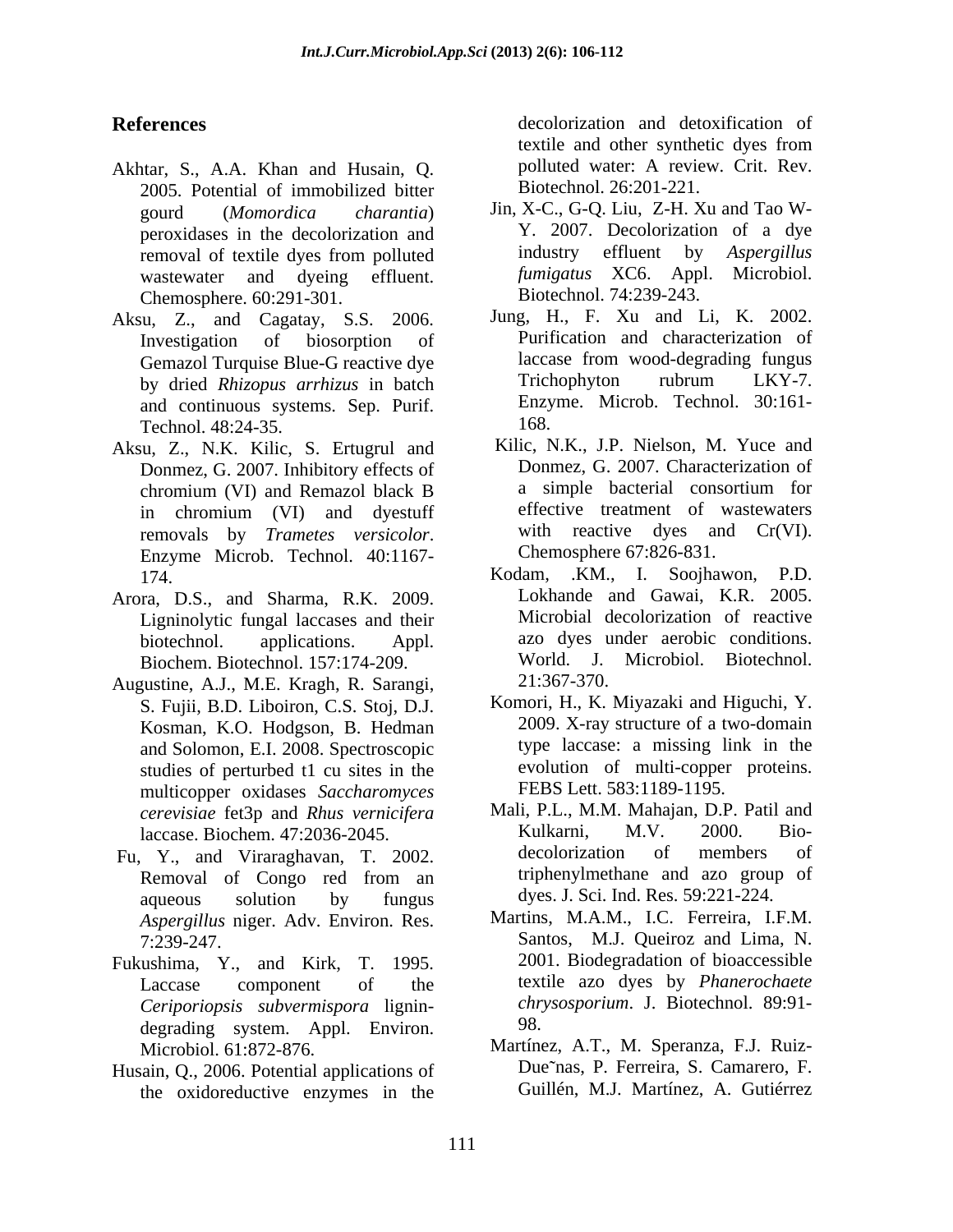## References

Akhtar, S., A.A. Khan and Husain, Q. 2005. Potential of immobilized bitter gourd (*Momordica charantia*) peroxidases in the decolorization and removal of textile dyes from polluted wastewater and dyeing effluent. Chemosphere. 60:291-301.

Aksu, Z., and Cagatay, S.S. 2006. Investigation of biosorption of Gemazol Turquise Blue-G reactive dye by dried *Rhizopus arrhizus* in batch and continuous systems. Sep. Purif. Technol. 48:24-35.

Aksu, Z., N.K. Kilic, S. Ertugrul and Donmez, G. 2007. Inhibitory effects of chromium (VI) and Remazol black B in chromium (VI) and dyestuff removals by *Trametes versicolor*. Enzyme Microb. Technol. 40:1167-174.

Arora, D.S., and Sharma, R.K. 2009. Ligninolytic fungal laccases and their biotechnol. applications. Appl. Biochem. Biotechnol. 157:174-209.

Augustine, A.J., M.E. Kragh, R. Sarangi, S. Fujii, B.D. Liboiron, C.S. Stoj, D.J. Kosman, K.O. Hodgson, B. Hedman and Solomon, E.I. 2008. Spectroscopic studies of perturbed t1 cu sites in the multicopper oxidases *Saccharomyces cerevisiae* fet3p and *Rhus vernicifera* laccase. Biochem. 47:2036-2045.

Fu, Y., and Viraraghavan, T. 2002. Removal of Congo red from an aqueous solution by fungus *Aspergillus* niger. Adv. Environ. Res. 7:239-247.

Fukushima, Y., and Kirk, T. 1995. Laccase component of the *Ceriporiopsis subvermispora* lignin-degrading system. Appl. Environ. Microbiol. 61:872-876.

Husain, Q., 2006. Potential applications of the oxidoreductive enzymes in the decolorization and detoxification of textile and other synthetic dyes from polluted water: A review. Crit. Rev. Biotechnol. 26:201-221.

Jin, X-C., G-Q. Liu, Z-H. Xu and Tao W-Y. 2007. Decolorization of a dye industry effluent by *Aspergillus fumigatus* XC6. Appl. Microbiol. Biotechnol. 74:239-243.

Jung, H., F. Xu and Li, K. 2002. Purification and characterization of laccase from wood-degrading fungus Trichophyton rubrum LKY-7. Enzyme. Microb. Technol. 30:161-168.

Kilic, N.K., J.P. Nielson, M. Yuce and Donmez, G. 2007. Characterization of a simple bacterial consortium for effective treatment of wastewaters with reactive dyes and Cr(VI). Chemosphere 67:826-831.

Kodam, .KM., I. Soojhawon, P.D. Lokhande and Gawai, K.R. 2005. Microbial decolorization of reactive azo dyes under aerobic conditions. World. J. Microbiol. Biotechnol. 21:367-370.

Komori, H., K. Miyazaki and Higuchi, Y. 2009. X-ray structure of a two-domain type laccase: a missing link in the evolution of multi-copper proteins. FEBS Lett. 583:1189-1195.

Mali, P.L., M.M. Mahajan, D.P. Patil and Kulkarni, M.V. 2000. Bio-decolorization of members of triphenylmethane and azo group of dyes. J. Sci. Ind. Res. 59:221-224.

Martins, M.A.M., I.C. Ferreira, I.F.M. Santos, M.J. Queiroz and Lima, N. 2001. Biodegradation of bioaccessible textile azo dyes by *Phanerochaete chrysosporium*. J. Biotechnol. 89:91-98.

Martínez, A.T., M. Speranza, F.J. Ruiz-Due˜nas, P. Ferreira, S. Camarero, F. Guillén, M.J. Martínez, A. Gutiérrez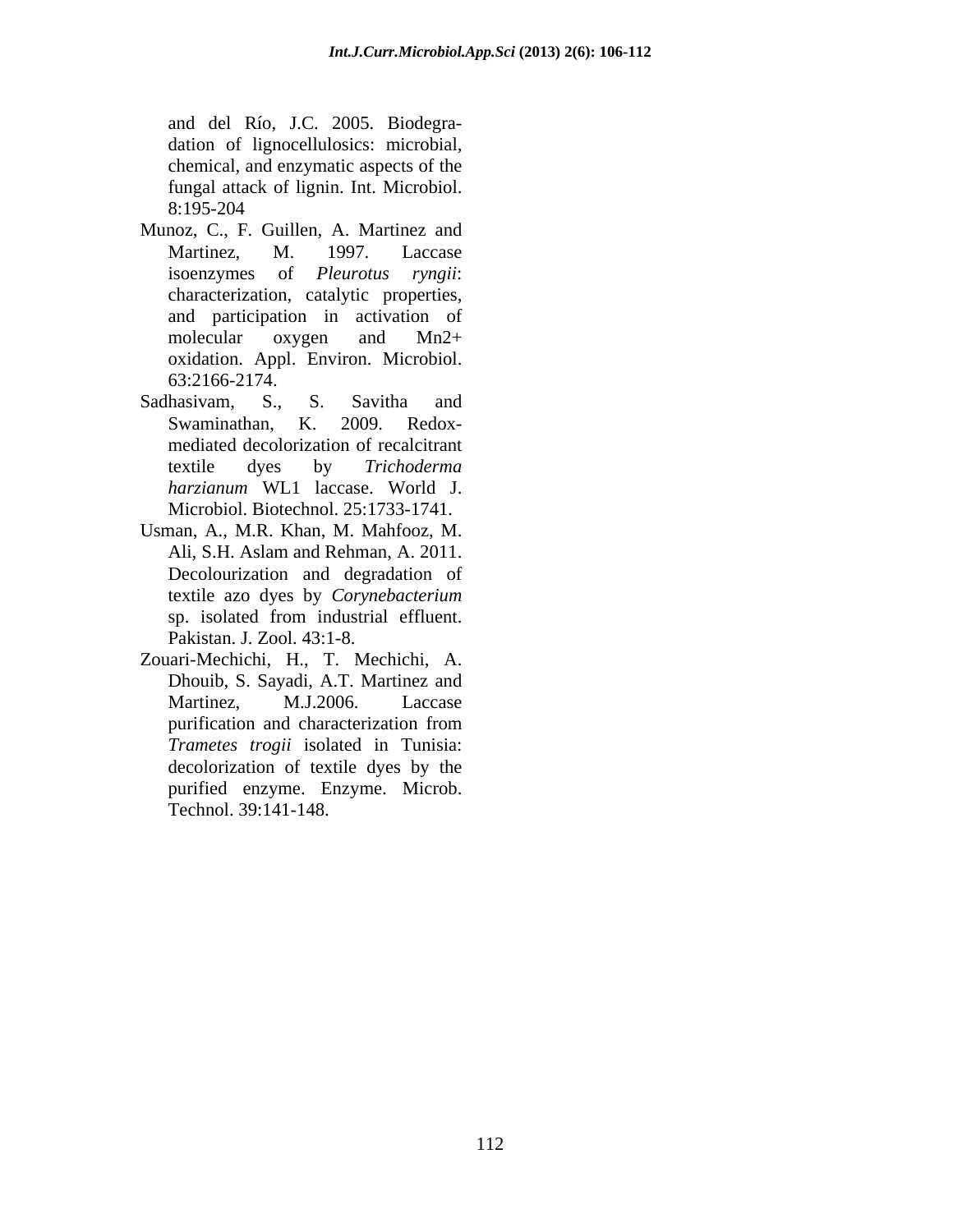and del Río, J.C. 2005. Biodegradation of lignocellulosics: microbial, chemical, and enzymatic aspects of the fungal attack of lignin. Int. Microbiol. 8:195-204

Munoz, C., F. Guillen, A. Martinez and Martinez, M. 1997. Laccase isoenzymes of *Pleurotus ryngii*: characterization, catalytic properties, and participation in activation of molecular oxygen and Mn2+ oxidation. Appl. Environ. Microbiol. 63:2166-2174.

Sadhasivam, S., S. Savitha and Swaminathan, K. 2009. Redox-mediated decolorization of recalcitrant textile dyes by *Trichoderma harzianum* WL1 laccase. World J. Microbiol. Biotechnol. 25:1733-1741.

Usman, A., M.R. Khan, M. Mahfooz, M. Ali, S.H. Aslam and Rehman, A. 2011. Decolourization and degradation of textile azo dyes by *Corynebacterium* sp. isolated from industrial effluent. Pakistan. J. Zool. 43:1-8.

Zouari-Mechichi, H., T. Mechichi, A. Dhouib, S. Sayadi, A.T. Martinez and Martinez, M.J.2006. Laccase purification and characterization from *Trametes trogii* isolated in Tunisia: decolorization of textile dyes by the purified enzyme. Enzyme. Microb. Technol. 39:141-148.